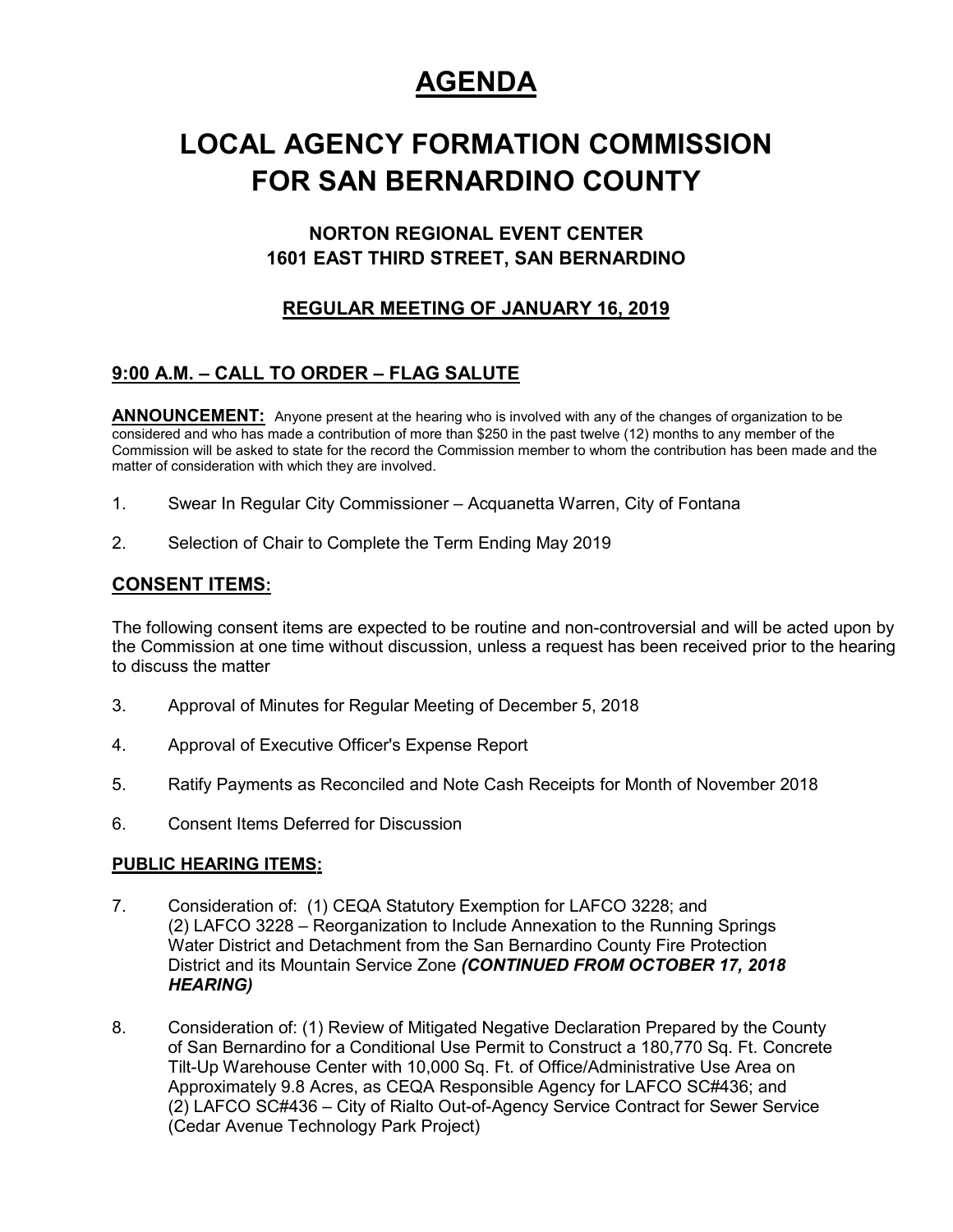# AGENDA

# LOCAL AGENCY FORMATION COMMISSION FOR SAN BERNARDINO COUNTY

### NORTON REGIONAL EVENT CENTER
### 1601 EAST THIRD STREET, SAN BERNARDINO

### REGULAR MEETING OF JANUARY 16, 2019

## 9:00 A.M. – CALL TO ORDER – FLAG SALUTE

**ANNOUNCEMENT:** Anyone present at the hearing who is involved with any of the changes of organization to be considered and who has made a contribution of more than $250 in the past twelve (12) months to any member of the Commission will be asked to state for the record the Commission member to whom the contribution has been made and the matter of consideration with which they are involved.

1. Swear In Regular City Commissioner – Acquanetta Warren, City of Fontana

2. Selection of Chair to Complete the Term Ending May 2019

## CONSENT ITEMS:

The following consent items are expected to be routine and non-controversial and will be acted upon by the Commission at one time without discussion, unless a request has been received prior to the hearing to discuss the matter

3. Approval of Minutes for Regular Meeting of December 5, 2018

4. Approval of Executive Officer's Expense Report

5. Ratify Payments as Reconciled and Note Cash Receipts for Month of November 2018

6. Consent Items Deferred for Discussion

### PUBLIC HEARING ITEMS:

7. Consideration of: (1) CEQA Statutory Exemption for LAFCO 3228; and (2) LAFCO 3228 – Reorganization to Include Annexation to the Running Springs Water District and Detachment from the San Bernardino County Fire Protection District and its Mountain Service Zone ***(CONTINUED FROM OCTOBER 17, 2018 HEARING)***

8. Consideration of: (1) Review of Mitigated Negative Declaration Prepared by the County of San Bernardino for a Conditional Use Permit to Construct a 180,770 Sq. Ft. Concrete Tilt-Up Warehouse Center with 10,000 Sq. Ft. of Office/Administrative Use Area on Approximately 9.8 Acres, as CEQA Responsible Agency for LAFCO SC#436; and (2) LAFCO SC#436 – City of Rialto Out-of-Agency Service Contract for Sewer Service (Cedar Avenue Technology Park Project)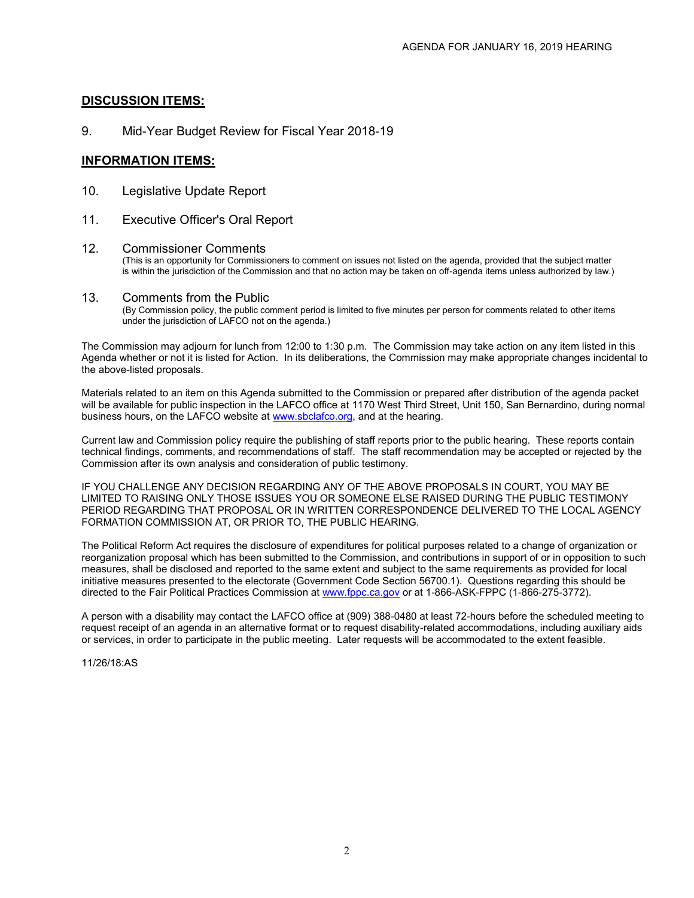## DISCUSSION ITEMS:

9. Mid-Year Budget Review for Fiscal Year 2018-19

## INFORMATION ITEMS:

10. Legislative Update Report

11. Executive Officer's Oral Report

12. Commissioner Comments
(This is an opportunity for Commissioners to comment on issues not listed on the agenda, provided that the subject matter is within the jurisdiction of the Commission and that no action may be taken on off-agenda items unless authorized by law.)

13. Comments from the Public
(By Commission policy, the public comment period is limited to five minutes per person for comments related to other items under the jurisdiction of LAFCO not on the agenda.)

The Commission may adjourn for lunch from 12:00 to 1:30 p.m. The Commission may take action on any item listed in this Agenda whether or not it is listed for Action. In its deliberations, the Commission may make appropriate changes incidental to the above-listed proposals.

Materials related to an item on this Agenda submitted to the Commission or prepared after distribution of the agenda packet will be available for public inspection in the LAFCO office at 1170 West Third Street, Unit 150, San Bernardino, during normal business hours, on the LAFCO website at www.sbclafco.org, and at the hearing.

Current law and Commission policy require the publishing of staff reports prior to the public hearing. These reports contain technical findings, comments, and recommendations of staff. The staff recommendation may be accepted or rejected by the Commission after its own analysis and consideration of public testimony.

IF YOU CHALLENGE ANY DECISION REGARDING ANY OF THE ABOVE PROPOSALS IN COURT, YOU MAY BE LIMITED TO RAISING ONLY THOSE ISSUES YOU OR SOMEONE ELSE RAISED DURING THE PUBLIC TESTIMONY PERIOD REGARDING THAT PROPOSAL OR IN WRITTEN CORRESPONDENCE DELIVERED TO THE LOCAL AGENCY FORMATION COMMISSION AT, OR PRIOR TO, THE PUBLIC HEARING.

The Political Reform Act requires the disclosure of expenditures for political purposes related to a change of organization or reorganization proposal which has been submitted to the Commission, and contributions in support of or in opposition to such measures, shall be disclosed and reported to the same extent and subject to the same requirements as provided for local initiative measures presented to the electorate (Government Code Section 56700.1). Questions regarding this should be directed to the Fair Political Practices Commission at www.fppc.ca.gov or at 1-866-ASK-FPPC (1-866-275-3772).

A person with a disability may contact the LAFCO office at (909) 388-0480 at least 72-hours before the scheduled meeting to request receipt of an agenda in an alternative format or to request disability-related accommodations, including auxiliary aids or services, in order to participate in the public meeting. Later requests will be accommodated to the extent feasible.

11/26/18:AS